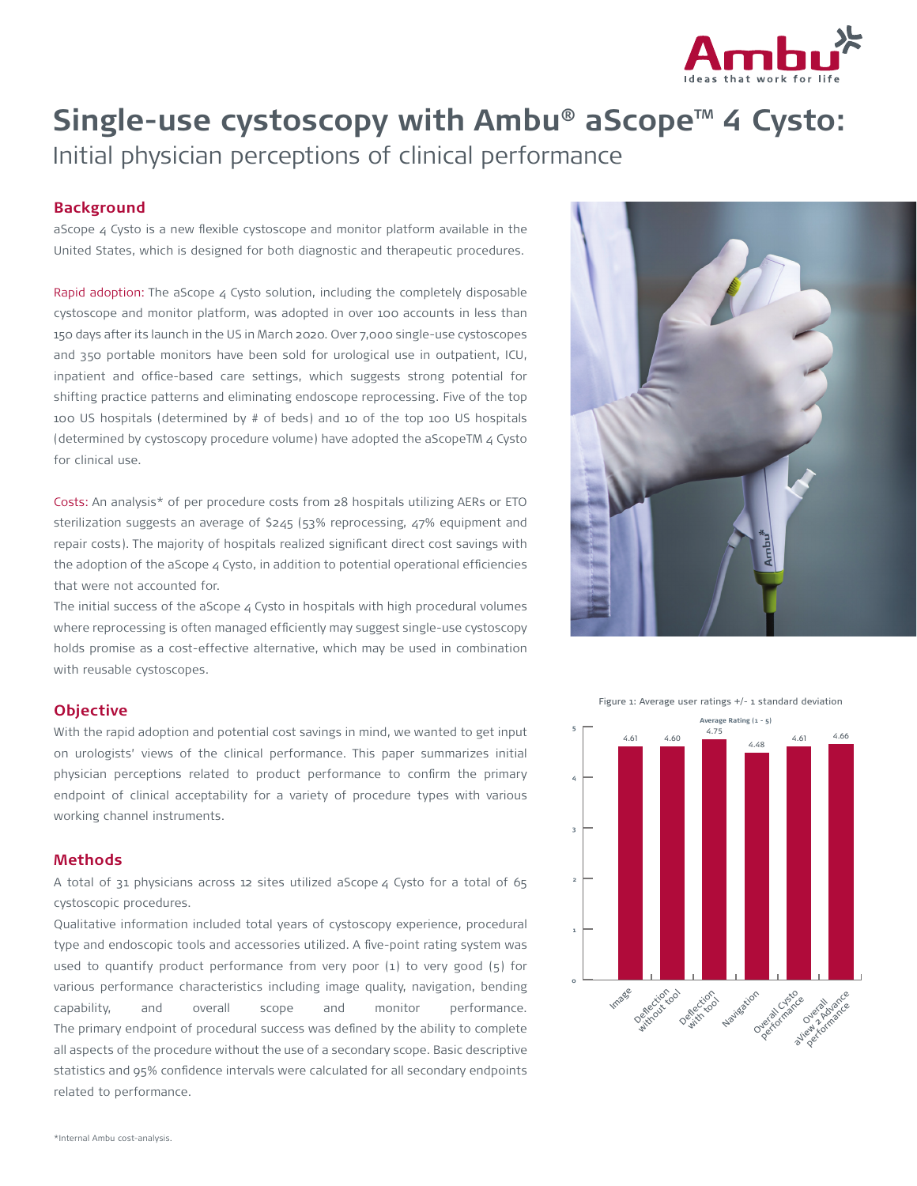# Single-use cystoscopy with Ambu® aScope™ 4 Cysto:

Initial physician perceptions of clinical performance

## Background

aScope 4 Cysto is a new flexible cystoscope and monitor platform available in the United States, which is designed for both diagnostic and therapeutic procedures.

Rapid adoption: The aScope 4 Cysto solution, including the completely disposable cystoscope and monitor platform, was adopted in over 100 accounts in less than 150 days after its launch in the US in March 2020. Over 7,000 single-use cystoscopes and 350 portable monitors have been sold for urological use in outpatient, ICU, inpatient and office-based care settings, which suggests strong potential for shifting practice patterns and eliminating endoscope reprocessing. Five of the top 100 US hospitals (determined by # of beds) and 10 of the top 100 US hospitals (determined by cystoscopy procedure volume) have adopted the aScopeTM 4 Cysto for clinical use.

Costs: An analysis* of per procedure costs from 28 hospitals utilizing AERs or ETO sterilization suggests an average of $245 (53% reprocessing, 47% equipment and repair costs). The majority of hospitals realized significant direct cost savings with the adoption of the aScope 4 Cysto, in addition to potential operational efficiencies that were not accounted for.

The initial success of the aScope 4 Cysto in hospitals with high procedural volumes where reprocessing is often managed efficiently may suggest single-use cystoscopy holds promise as a cost-effective alternative, which may be used in combination with reusable cystoscopes.

## Objective

With the rapid adoption and potential cost savings in mind, we wanted to get input on urologists' views of the clinical performance. This paper summarizes initial physician perceptions related to product performance to confirm the primary endpoint of clinical acceptability for a variety of procedure types with various working channel instruments.

## Methods

A total of 31 physicians across 12 sites utilized aScope 4 Cysto for a total of 65 cystoscopic procedures.

Qualitative information included total years of cystoscopy experience, procedural type and endoscopic tools and accessories utilized. A five-point rating system was used to quantify product performance from very poor (1) to very good (5) for various performance characteristics including image quality, navigation, bending capability, and overall scope and monitor performance.

The primary endpoint of procedural success was defined by the ability to complete all aspects of the procedure without the use of a secondary scope. Basic descriptive statistics and 95% confidence intervals were calculated for all secondary endpoints related to performance.

Figure 1: Average user ratings +/- 1 standard deviation

Average Rating (1 - 5)

| Characteristic | Average Rating |
|---|---|
| Image | 4.61 |
| Deflection without tool | 4.60 |
| Deflection with tool | 4.75 |
| Navigation | 4.48 |
| Overall Cysto performance | 4.61 |
| Overall aView 2 Advance performance | 4.66 |

*Internal Ambu cost-analysis.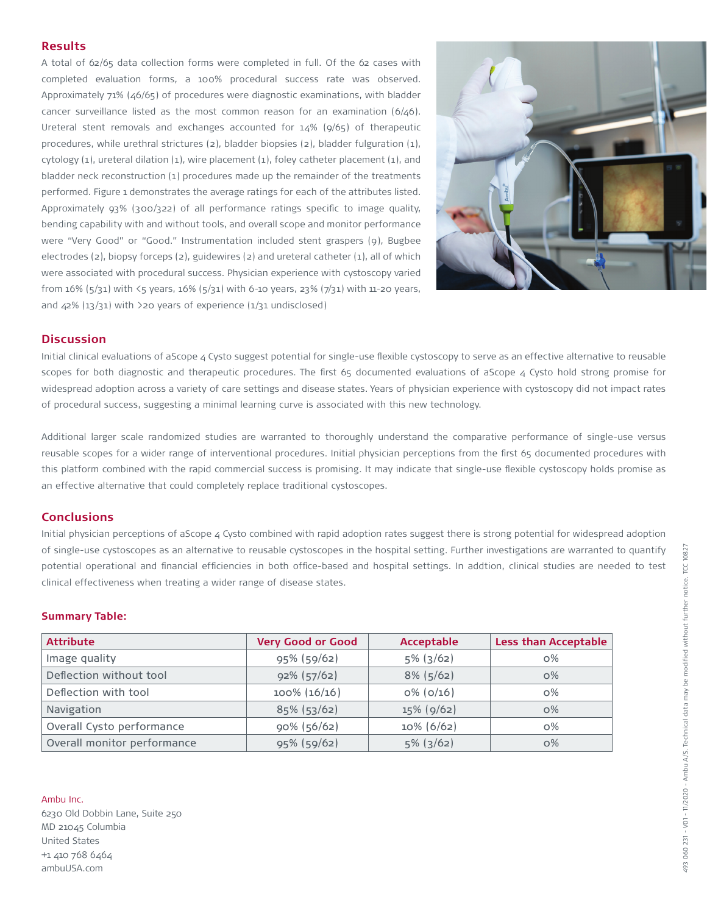## Results

A total of 62/65 data collection forms were completed in full. Of the 62 cases with completed evaluation forms, a 100% procedural success rate was observed. Approximately 71% (46/65) of procedures were diagnostic examinations, with bladder cancer surveillance listed as the most common reason for an examination (6/46). Ureteral stent removals and exchanges accounted for 14% (9/65) of therapeutic procedures, while urethral strictures (2), bladder biopsies (2), bladder fulguration (1), cytology (1), ureteral dilation (1), wire placement (1), foley catheter placement (1), and bladder neck reconstruction (1) procedures made up the remainder of the treatments performed. Figure 1 demonstrates the average ratings for each of the attributes listed. Approximately 93% (300/322) of all performance ratings specific to image quality, bending capability with and without tools, and overall scope and monitor performance were "Very Good" or "Good." Instrumentation included stent graspers (9), Bugbee electrodes (2), biopsy forceps (2), guidewires (2) and ureteral catheter (1), all of which were associated with procedural success. Physician experience with cystoscopy varied from 16% (5/31) with <5 years, 16% (5/31) with 6-10 years, 23% (7/31) with 11-20 years, and 42% (13/31) with >20 years of experience (1/31 undisclosed)

## Discussion

Initial clinical evaluations of aScope 4 Cysto suggest potential for single-use flexible cystoscopy to serve as an effective alternative to reusable scopes for both diagnostic and therapeutic procedures. The first 65 documented evaluations of aScope 4 Cysto hold strong promise for widespread adoption across a variety of care settings and disease states. Years of physician experience with cystoscopy did not impact rates of procedural success, suggesting a minimal learning curve is associated with this new technology.

Additional larger scale randomized studies are warranted to thoroughly understand the comparative performance of single-use versus reusable scopes for a wider range of interventional procedures. Initial physician perceptions from the first 65 documented procedures with this platform combined with the rapid commercial success is promising. It may indicate that single-use flexible cystoscopy holds promise as an effective alternative that could completely replace traditional cystoscopes.

## Conclusions

Initial physician perceptions of aScope 4 Cysto combined with rapid adoption rates suggest there is strong potential for widespread adoption of single-use cystoscopes as an alternative to reusable cystoscopes in the hospital setting. Further investigations are warranted to quantify potential operational and financial efficiencies in both office-based and hospital settings. In addtion, clinical studies are needed to test clinical effectiveness when treating a wider range of disease states.

### Summary Table:

| Attribute | Very Good or Good | Acceptable | Less than Acceptable |
|---|---|---|---|
| Image quality | 95% (59/62) | 5% (3/62) | 0% |
| Deflection without tool | 92% (57/62) | 8% (5/62) | 0% |
| Deflection with tool | 100% (16/16) | 0% (0/16) | 0% |
| Navigation | 85% (53/62) | 15% (9/62) | 0% |
| Overall Cysto performance | 90% (56/62) | 10% (6/62) | 0% |
| Overall monitor performance | 95% (59/62) | 5% (3/62) | 0% |

Ambu Inc.
6230 Old Dobbin Lane, Suite 250
MD 21045 Columbia
United States
+1 410 768 6464
ambuUSA.com

493 060 231 - V01 - 11/2020 - Ambu A/S. Technical data may be modified without further notice. TCC 10827